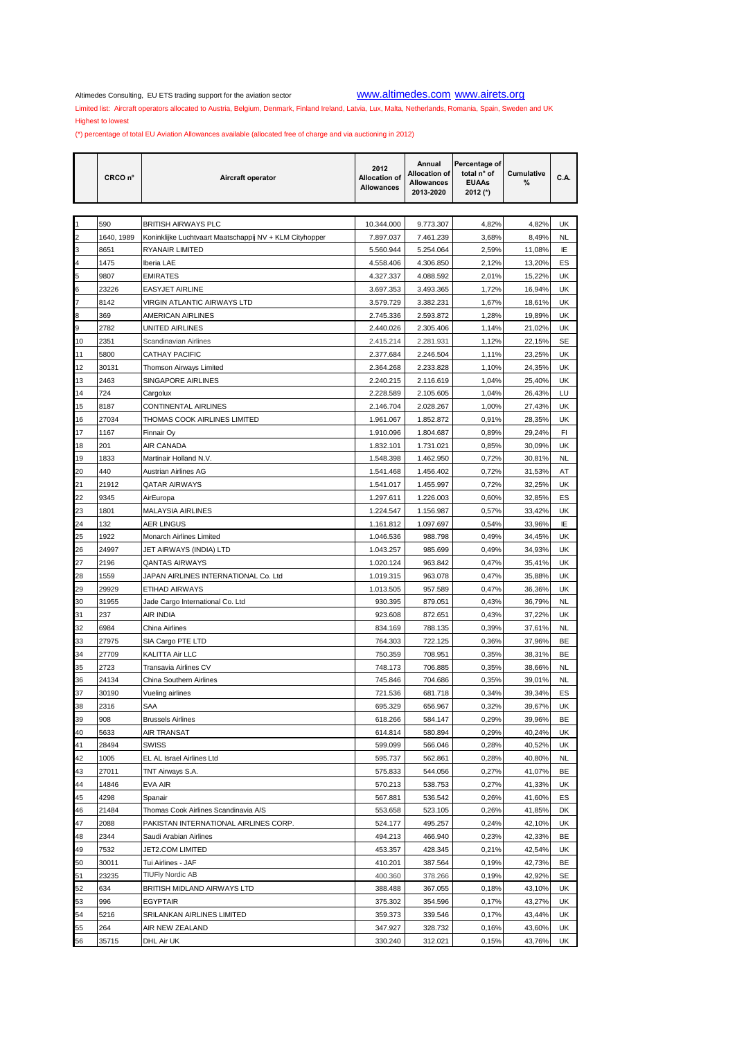Altimedes Consulting, EU ETS trading support for the aviation sector www.altimedes.com www.airets.org

Limited list: Aircraft operators allocated to Austria, Belgium, Denmark, Finland Ireland, Latvia, Lux, Malta, Netherlands, Romania, Spain, Sweden and UK

Highest to lowest

(*) percentage of total EU Aviation Allowances available (allocated free of charge and via auctioning in 2012)

| | CRCO n° | Aircraft operator | 2012 Allocation of Allowances | Annual Allocation of Allowances 2013-2020 | Percentage of total n° of EUAAs 2012 (*) | Cumulative % | C.A. |
|---|---|---|---|---|---|---|---|
| 1 | 590 | BRITISH AIRWAYS PLC | 10.344.000 | 9.773.307 | 4,82% | 4,82% | UK |
| 2 | 1640, 1989 | Koninklijke Luchtvaart Maatschappij NV + KLM Cityhopper | 7.897.037 | 7.461.239 | 3,68% | 8,49% | NL |
| 3 | 8651 | RYANAIR LIMITED | 5.560.944 | 5.254.064 | 2,59% | 11,08% | IE |
| 4 | 1475 | Iberia LAE | 4.558.406 | 4.306.850 | 2,12% | 13,20% | ES |
| 5 | 9807 | EMIRATES | 4.327.337 | 4.088.592 | 2,01% | 15,22% | UK |
| 6 | 23226 | EASYJET AIRLINE | 3.697.353 | 3.493.365 | 1,72% | 16,94% | UK |
| 7 | 8142 | VIRGIN ATLANTIC AIRWAYS LTD | 3.579.729 | 3.382.231 | 1,67% | 18,61% | UK |
| 8 | 369 | AMERICAN AIRLINES | 2.745.336 | 2.593.872 | 1,28% | 19,89% | UK |
| 9 | 2782 | UNITED AIRLINES | 2.440.026 | 2.305.406 | 1,14% | 21,02% | UK |
| 10 | 2351 | Scandinavian Airlines | 2.415.214 | 2.281.931 | 1,12% | 22,15% | SE |
| 11 | 5800 | CATHAY PACIFIC | 2.377.684 | 2.246.504 | 1,11% | 23,25% | UK |
| 12 | 30131 | Thomson Airways Limited | 2.364.268 | 2.233.828 | 1,10% | 24,35% | UK |
| 13 | 2463 | SINGAPORE AIRLINES | 2.240.215 | 2.116.619 | 1,04% | 25,40% | UK |
| 14 | 724 | Cargolux | 2.228.589 | 2.105.605 | 1,04% | 26,43% | LU |
| 15 | 8187 | CONTINENTAL AIRLINES | 2.146.704 | 2.028.267 | 1,00% | 27,43% | UK |
| 16 | 27034 | THOMAS COOK AIRLINES LIMITED | 1.961.067 | 1.852.872 | 0,91% | 28,35% | UK |
| 17 | 1167 | Finnair Oy | 1.910.096 | 1.804.687 | 0,89% | 29,24% | FI |
| 18 | 201 | AIR CANADA | 1.832.101 | 1.731.021 | 0,85% | 30,09% | UK |
| 19 | 1833 | Martinair Holland N.V. | 1.548.398 | 1.462.950 | 0,72% | 30,81% | NL |
| 20 | 440 | Austrian Airlines AG | 1.541.468 | 1.456.402 | 0,72% | 31,53% | AT |
| 21 | 21912 | QATAR AIRWAYS | 1.541.017 | 1.455.997 | 0,72% | 32,25% | UK |
| 22 | 9345 | AirEuropa | 1.297.611 | 1.226.003 | 0,60% | 32,85% | ES |
| 23 | 1801 | MALAYSIA AIRLINES | 1.224.547 | 1.156.987 | 0,57% | 33,42% | UK |
| 24 | 132 | AER LINGUS | 1.161.812 | 1.097.697 | 0,54% | 33,96% | IE |
| 25 | 1922 | Monarch Airlines Limited | 1.046.536 | 988.798 | 0,49% | 34,45% | UK |
| 26 | 24997 | JET AIRWAYS (INDIA) LTD | 1.043.257 | 985.699 | 0,49% | 34,93% | UK |
| 27 | 2196 | QANTAS AIRWAYS | 1.020.124 | 963.842 | 0,47% | 35,41% | UK |
| 28 | 1559 | JAPAN AIRLINES INTERNATIONAL Co. Ltd | 1.019.315 | 963.078 | 0,47% | 35,88% | UK |
| 29 | 29929 | ETIHAD AIRWAYS | 1.013.505 | 957.589 | 0,47% | 36,36% | UK |
| 30 | 31955 | Jade Cargo International Co. Ltd | 930.395 | 879.051 | 0,43% | 36,79% | NL |
| 31 | 237 | AIR INDIA | 923.608 | 872.651 | 0,43% | 37,22% | UK |
| 32 | 6984 | China Airlines | 834.169 | 788.135 | 0,39% | 37,61% | NL |
| 33 | 27975 | SIA Cargo PTE LTD | 764.303 | 722.125 | 0,36% | 37,96% | BE |
| 34 | 27709 | KALITTA Air LLC | 750.359 | 708.951 | 0,35% | 38,31% | BE |
| 35 | 2723 | Transavia Airlines CV | 748.173 | 706.885 | 0,35% | 38,66% | NL |
| 36 | 24134 | China Southern Airlines | 745.846 | 704.686 | 0,35% | 39,01% | NL |
| 37 | 30190 | Vueling airlines | 721.536 | 681.718 | 0,34% | 39,34% | ES |
| 38 | 2316 | SAA | 695.329 | 656.967 | 0,32% | 39,67% | UK |
| 39 | 908 | Brussels Airlines | 618.266 | 584.147 | 0,29% | 39,96% | BE |
| 40 | 5633 | AIR TRANSAT | 614.814 | 580.894 | 0,29% | 40,24% | UK |
| 41 | 28494 | SWISS | 599.099 | 566.046 | 0,28% | 40,52% | UK |
| 42 | 1005 | EL AL Israel Airlines Ltd | 595.737 | 562.861 | 0,28% | 40,80% | NL |
| 43 | 27011 | TNT Airways S.A. | 575.833 | 544.056 | 0,27% | 41,07% | BE |
| 44 | 14846 | EVA AIR | 570.213 | 538.753 | 0,27% | 41,33% | UK |
| 45 | 4298 | Spanair | 567.881 | 536.542 | 0,26% | 41,60% | ES |
| 46 | 21484 | Thomas Cook Airlines Scandinavia A/S | 553.658 | 523.105 | 0,26% | 41,85% | DK |
| 47 | 2088 | PAKISTAN INTERNATIONAL AIRLINES CORP. | 524.177 | 495.257 | 0,24% | 42,10% | UK |
| 48 | 2344 | Saudi Arabian Airlines | 494.213 | 466.940 | 0,23% | 42,33% | BE |
| 49 | 7532 | JET2.COM LIMITED | 453.357 | 428.345 | 0,21% | 42,54% | UK |
| 50 | 30011 | Tui Airlines - JAF | 410.201 | 387.564 | 0,19% | 42,73% | BE |
| 51 | 23235 | TIUFly Nordic AB | 400.360 | 378.266 | 0,19% | 42,92% | SE |
| 52 | 634 | BRITISH MIDLAND AIRWAYS LTD | 388.488 | 367.055 | 0,18% | 43,10% | UK |
| 53 | 996 | EGYPTAIR | 375.302 | 354.596 | 0,17% | 43,27% | UK |
| 54 | 5216 | SRILANKAN AIRLINES LIMITED | 359.373 | 339.546 | 0,17% | 43,44% | UK |
| 55 | 264 | AIR NEW ZEALAND | 347.927 | 328.732 | 0,16% | 43,60% | UK |
| 56 | 35715 | DHL Air UK | 330.240 | 312.021 | 0,15% | 43,76% | UK |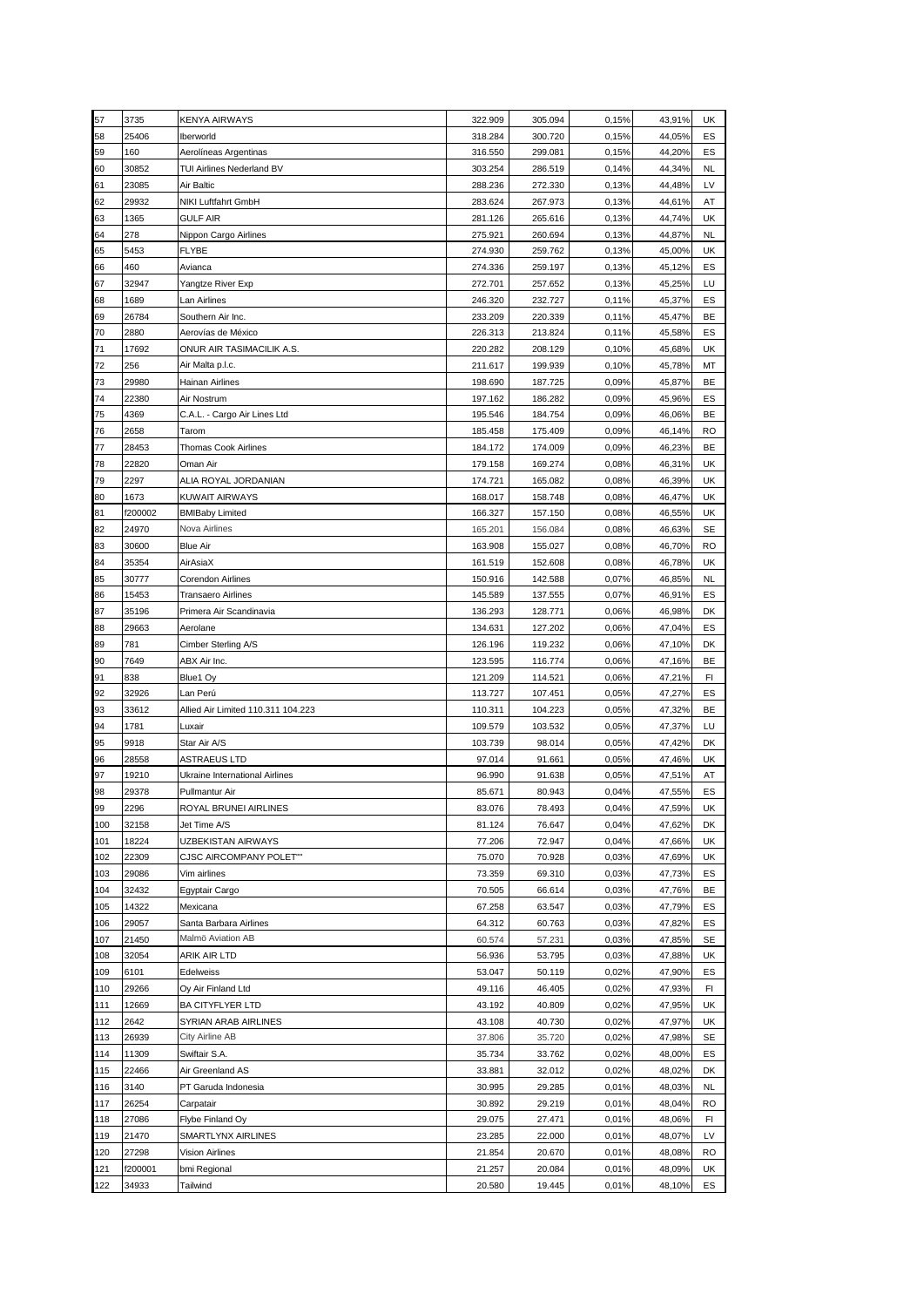| | | | | | | | |
|---|---|---|---|---|---|---|---|
| 57 | 3735 | KENYA AIRWAYS | 322.909 | 305.094 | 0,15% | 43,91% | UK |
| 58 | 25406 | Iberworld | 318.284 | 300.720 | 0,15% | 44,05% | ES |
| 59 | 160 | Aerolíneas Argentinas | 316.550 | 299.081 | 0,15% | 44,20% | ES |
| 60 | 30852 | TUI Airlines Nederland BV | 303.254 | 286.519 | 0,14% | 44,34% | NL |
| 61 | 23085 | Air Baltic | 288.236 | 272.330 | 0,13% | 44,48% | LV |
| 62 | 29932 | NIKI Luftfahrt GmbH | 283.624 | 267.973 | 0,13% | 44,61% | AT |
| 63 | 1365 | GULF AIR | 281.126 | 265.616 | 0,13% | 44,74% | UK |
| 64 | 278 | Nippon Cargo Airlines | 275.921 | 260.694 | 0,13% | 44,87% | NL |
| 65 | 5453 | FLYBE | 274.930 | 259.762 | 0,13% | 45,00% | UK |
| 66 | 460 | Avianca | 274.336 | 259.197 | 0,13% | 45,12% | ES |
| 67 | 32947 | Yangtze River Exp | 272.701 | 257.652 | 0,13% | 45,25% | LU |
| 68 | 1689 | Lan Airlines | 246.320 | 232.727 | 0,11% | 45,37% | ES |
| 69 | 26784 | Southern Air Inc. | 233.209 | 220.339 | 0,11% | 45,47% | BE |
| 70 | 2880 | Aerovías de México | 226.313 | 213.824 | 0,11% | 45,58% | ES |
| 71 | 17692 | ONUR AIR TASIMACILIK A.S. | 220.282 | 208.129 | 0,10% | 45,68% | UK |
| 72 | 256 | Air Malta p.l.c. | 211.617 | 199.939 | 0,10% | 45,78% | MT |
| 73 | 29980 | Hainan Airlines | 198.690 | 187.725 | 0,09% | 45,87% | BE |
| 74 | 22380 | Air Nostrum | 197.162 | 186.282 | 0,09% | 45,96% | ES |
| 75 | 4369 | C.A.L. - Cargo Air Lines Ltd | 195.546 | 184.754 | 0,09% | 46,06% | BE |
| 76 | 2658 | Tarom | 185.458 | 175.409 | 0,09% | 46,14% | RO |
| 77 | 28453 | Thomas Cook Airlines | 184.172 | 174.009 | 0,09% | 46,23% | BE |
| 78 | 22820 | Oman Air | 179.158 | 169.274 | 0,08% | 46,31% | UK |
| 79 | 2297 | ALIA ROYAL JORDANIAN | 174.721 | 165.082 | 0,08% | 46,39% | UK |
| 80 | 1673 | KUWAIT AIRWAYS | 168.017 | 158.748 | 0,08% | 46,47% | UK |
| 81 | f200002 | BMIBaby Limited | 166.327 | 157.150 | 0,08% | 46,55% | UK |
| 82 | 24970 | Nova Airlines | 165.201 | 156.084 | 0,08% | 46,63% | SE |
| 83 | 30600 | Blue Air | 163.908 | 155.027 | 0,08% | 46,70% | RO |
| 84 | 35354 | AirAsiaX | 161.519 | 152.608 | 0,08% | 46,78% | UK |
| 85 | 30777 | Corendon Airlines | 150.916 | 142.588 | 0,07% | 46,85% | NL |
| 86 | 15453 | Transaero Airlines | 145.589 | 137.555 | 0,07% | 46,91% | ES |
| 87 | 35196 | Primera Air Scandinavia | 136.293 | 128.771 | 0,06% | 46,98% | DK |
| 88 | 29663 | Aerolane | 134.631 | 127.202 | 0,06% | 47,04% | ES |
| 89 | 781 | Cimber Sterling A/S | 126.196 | 119.232 | 0,06% | 47,10% | DK |
| 90 | 7649 | ABX Air Inc. | 123.595 | 116.774 | 0,06% | 47,16% | BE |
| 91 | 838 | Blue1 Oy | 121.209 | 114.521 | 0,06% | 47,21% | FI |
| 92 | 32926 | Lan Perú | 113.727 | 107.451 | 0,05% | 47,27% | ES |
| 93 | 33612 | Allied Air Limited 110.311 104.223 | 110.311 | 104.223 | 0,05% | 47,32% | BE |
| 94 | 1781 | Luxair | 109.579 | 103.532 | 0,05% | 47,37% | LU |
| 95 | 9918 | Star Air A/S | 103.739 | 98.014 | 0,05% | 47,42% | DK |
| 96 | 28558 | ASTRAEUS LTD | 97.014 | 91.661 | 0,05% | 47,46% | UK |
| 97 | 19210 | Ukraine International Airlines | 96.990 | 91.638 | 0,05% | 47,51% | AT |
| 98 | 29378 | Pullmantur Air | 85.671 | 80.943 | 0,04% | 47,55% | ES |
| 99 | 2296 | ROYAL BRUNEI AIRLINES | 83.076 | 78.493 | 0,04% | 47,59% | UK |
| 100 | 32158 | Jet Time A/S | 81.124 | 76.647 | 0,04% | 47,62% | DK |
| 101 | 18224 | UZBEKISTAN AIRWAYS | 77.206 | 72.947 | 0,04% | 47,66% | UK |
| 102 | 22309 | CJSC AIRCOMPANY POLET"" | 75.070 | 70.928 | 0,03% | 47,69% | UK |
| 103 | 29086 | Vim airlines | 73.359 | 69.310 | 0,03% | 47,73% | ES |
| 104 | 32432 | Egyptair Cargo | 70.505 | 66.614 | 0,03% | 47,76% | BE |
| 105 | 14322 | Mexicana | 67.258 | 63.547 | 0,03% | 47,79% | ES |
| 106 | 29057 | Santa Barbara Airlines | 64.312 | 60.763 | 0,03% | 47,82% | ES |
| 107 | 21450 | Malmö Aviation AB | 60.574 | 57.231 | 0,03% | 47,85% | SE |
| 108 | 32054 | ARIK AIR LTD | 56.936 | 53.795 | 0,03% | 47,88% | UK |
| 109 | 6101 | Edelweiss | 53.047 | 50.119 | 0,02% | 47,90% | ES |
| 110 | 29266 | Oy Air Finland Ltd | 49.116 | 46.405 | 0,02% | 47,93% | FI |
| 111 | 12669 | BA CITYFLYER LTD | 43.192 | 40.809 | 0,02% | 47,95% | UK |
| 112 | 2642 | SYRIAN ARAB AIRLINES | 43.108 | 40.730 | 0,02% | 47,97% | UK |
| 113 | 26939 | City Airline AB | 37.806 | 35.720 | 0,02% | 47,98% | SE |
| 114 | 11309 | Swiftair S.A. | 35.734 | 33.762 | 0,02% | 48,00% | ES |
| 115 | 22466 | Air Greenland AS | 33.881 | 32.012 | 0,02% | 48,02% | DK |
| 116 | 3140 | PT Garuda Indonesia | 30.995 | 29.285 | 0,01% | 48,03% | NL |
| 117 | 26254 | Carpatair | 30.892 | 29.219 | 0,01% | 48,04% | RO |
| 118 | 27086 | Flybe Finland Oy | 29.075 | 27.471 | 0,01% | 48,06% | FI |
| 119 | 21470 | SMARTLYNX AIRLINES | 23.285 | 22.000 | 0,01% | 48,07% | LV |
| 120 | 27298 | Vision Airlines | 21.854 | 20.670 | 0,01% | 48,08% | RO |
| 121 | f200001 | bmi Regional | 21.257 | 20.084 | 0,01% | 48,09% | UK |
| 122 | 34933 | Tailwind | 20.580 | 19.445 | 0,01% | 48,10% | ES |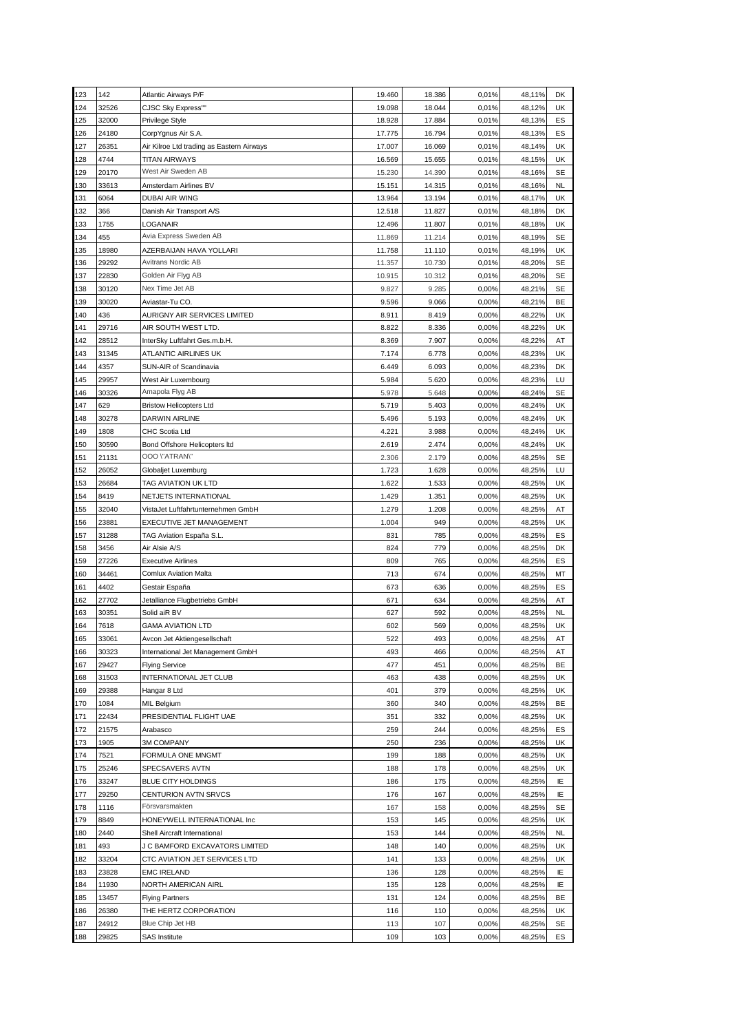| | | | | | | | |
|---|---|---|---|---|---|---|---|
| 123 | 142 | Atlantic Airways P/F | 19.460 | 18.386 | 0,01% | 48,11% | DK |
| 124 | 32526 | CJSC Sky Express"" | 19.098 | 18.044 | 0,01% | 48,12% | UK |
| 125 | 32000 | Privilege Style | 18.928 | 17.884 | 0,01% | 48,13% | ES |
| 126 | 24180 | CorpYgnus Air S.A. | 17.775 | 16.794 | 0,01% | 48,13% | ES |
| 127 | 26351 | Air Kilroe Ltd trading as Eastern Airways | 17.007 | 16.069 | 0,01% | 48,14% | UK |
| 128 | 4744 | TITAN AIRWAYS | 16.569 | 15.655 | 0,01% | 48,15% | UK |
| 129 | 20170 | West Air Sweden AB | 15.230 | 14.390 | 0,01% | 48,16% | SE |
| 130 | 33613 | Amsterdam Airlines BV | 15.151 | 14.315 | 0,01% | 48,16% | NL |
| 131 | 6064 | DUBAI AIR WING | 13.964 | 13.194 | 0,01% | 48,17% | UK |
| 132 | 366 | Danish Air Transport A/S | 12.518 | 11.827 | 0,01% | 48,18% | DK |
| 133 | 1755 | LOGANAIR | 12.496 | 11.807 | 0,01% | 48,18% | UK |
| 134 | 455 | Avia Express Sweden AB | 11.869 | 11.214 | 0,01% | 48,19% | SE |
| 135 | 18980 | AZERBAIJAN HAVA YOLLARI | 11.758 | 11.110 | 0,01% | 48,19% | UK |
| 136 | 29292 | Avitrans Nordic AB | 11.357 | 10.730 | 0,01% | 48,20% | SE |
| 137 | 22830 | Golden Air Flyg AB | 10.915 | 10.312 | 0,01% | 48,20% | SE |
| 138 | 30120 | Nex Time Jet AB | 9.827 | 9.285 | 0,00% | 48,21% | SE |
| 139 | 30020 | Aviastar-Tu CO. | 9.596 | 9.066 | 0,00% | 48,21% | BE |
| 140 | 436 | AURIGNY AIR SERVICES LIMITED | 8.911 | 8.419 | 0,00% | 48,22% | UK |
| 141 | 29716 | AIR SOUTH WEST LTD. | 8.822 | 8.336 | 0,00% | 48,22% | UK |
| 142 | 28512 | InterSky Luftfahrt Ges.m.b.H. | 8.369 | 7.907 | 0,00% | 48,22% | AT |
| 143 | 31345 | ATLANTIC AIRLINES UK | 7.174 | 6.778 | 0,00% | 48,23% | UK |
| 144 | 4357 | SUN-AIR of Scandinavia | 6.449 | 6.093 | 0,00% | 48,23% | DK |
| 145 | 29957 | West Air Luxembourg | 5.984 | 5.620 | 0,00% | 48,23% | LU |
| 146 | 30326 | Amapola Flyg AB | 5.978 | 5.648 | 0,00% | 48,24% | SE |
| 147 | 629 | Bristow Helicopters Ltd | 5.719 | 5.403 | 0,00% | 48,24% | UK |
| 148 | 30278 | DARWIN AIRLINE | 5.496 | 5.193 | 0,00% | 48,24% | UK |
| 149 | 1808 | CHC Scotia Ltd | 4.221 | 3.988 | 0,00% | 48,24% | UK |
| 150 | 30590 | Bond Offshore Helicopters ltd | 2.619 | 2.474 | 0,00% | 48,24% | UK |
| 151 | 21131 | OOO \"ATRAN\" | 2.306 | 2.179 | 0,00% | 48,25% | SE |
| 152 | 26052 | Globaljet Luxemburg | 1.723 | 1.628 | 0,00% | 48,25% | LU |
| 153 | 26684 | TAG AVIATION UK LTD | 1.622 | 1.533 | 0,00% | 48,25% | UK |
| 154 | 8419 | NETJETS INTERNATIONAL | 1.429 | 1.351 | 0,00% | 48,25% | UK |
| 155 | 32040 | VistaJet Luftfahrtunternehmen GmbH | 1.279 | 1.208 | 0,00% | 48,25% | AT |
| 156 | 23881 | EXECUTIVE JET MANAGEMENT | 1.004 | 949 | 0,00% | 48,25% | UK |
| 157 | 31288 | TAG Aviation España S.L. | 831 | 785 | 0,00% | 48,25% | ES |
| 158 | 3456 | Air Alsie A/S | 824 | 779 | 0,00% | 48,25% | DK |
| 159 | 27226 | Executive Airlines | 809 | 765 | 0,00% | 48,25% | ES |
| 160 | 34461 | Comlux Aviation Malta | 713 | 674 | 0,00% | 48,25% | MT |
| 161 | 4402 | Gestair España | 673 | 636 | 0,00% | 48,25% | ES |
| 162 | 27702 | Jetalliance Flugbetriebs GmbH | 671 | 634 | 0,00% | 48,25% | AT |
| 163 | 30351 | Solid aiR BV | 627 | 592 | 0,00% | 48,25% | NL |
| 164 | 7618 | GAMA AVIATION LTD | 602 | 569 | 0,00% | 48,25% | UK |
| 165 | 33061 | Avcon Jet Aktiengesellschaft | 522 | 493 | 0,00% | 48,25% | AT |
| 166 | 30323 | International Jet Management GmbH | 493 | 466 | 0,00% | 48,25% | AT |
| 167 | 29427 | Flying Service | 477 | 451 | 0,00% | 48,25% | BE |
| 168 | 31503 | INTERNATIONAL JET CLUB | 463 | 438 | 0,00% | 48,25% | UK |
| 169 | 29388 | Hangar 8 Ltd | 401 | 379 | 0,00% | 48,25% | UK |
| 170 | 1084 | MIL Belgium | 360 | 340 | 0,00% | 48,25% | BE |
| 171 | 22434 | PRESIDENTIAL FLIGHT UAE | 351 | 332 | 0,00% | 48,25% | UK |
| 172 | 21575 | Arabasco | 259 | 244 | 0,00% | 48,25% | ES |
| 173 | 1905 | 3M COMPANY | 250 | 236 | 0,00% | 48,25% | UK |
| 174 | 7521 | FORMULA ONE MNGMT | 199 | 188 | 0,00% | 48,25% | UK |
| 175 | 25246 | SPECSAVERS AVTN | 188 | 178 | 0,00% | 48,25% | UK |
| 176 | 33247 | BLUE CITY HOLDINGS | 186 | 175 | 0,00% | 48,25% | IE |
| 177 | 29250 | CENTURION AVTN SRVCS | 176 | 167 | 0,00% | 48,25% | IE |
| 178 | 1116 | Försvarsmakten | 167 | 158 | 0,00% | 48,25% | SE |
| 179 | 8849 | HONEYWELL INTERNATIONAL Inc | 153 | 145 | 0,00% | 48,25% | UK |
| 180 | 2440 | Shell Aircraft International | 153 | 144 | 0,00% | 48,25% | NL |
| 181 | 493 | J C BAMFORD EXCAVATORS LIMITED | 148 | 140 | 0,00% | 48,25% | UK |
| 182 | 33204 | CTC AVIATION JET SERVICES LTD | 141 | 133 | 0,00% | 48,25% | UK |
| 183 | 23828 | EMC IRELAND | 136 | 128 | 0,00% | 48,25% | IE |
| 184 | 11930 | NORTH AMERICAN AIRL | 135 | 128 | 0,00% | 48,25% | IE |
| 185 | 13457 | Flying Partners | 131 | 124 | 0,00% | 48,25% | BE |
| 186 | 26380 | THE HERTZ CORPORATION | 116 | 110 | 0,00% | 48,25% | UK |
| 187 | 24912 | Blue Chip Jet HB | 113 | 107 | 0,00% | 48,25% | SE |
| 188 | 29825 | SAS Institute | 109 | 103 | 0,00% | 48,25% | ES |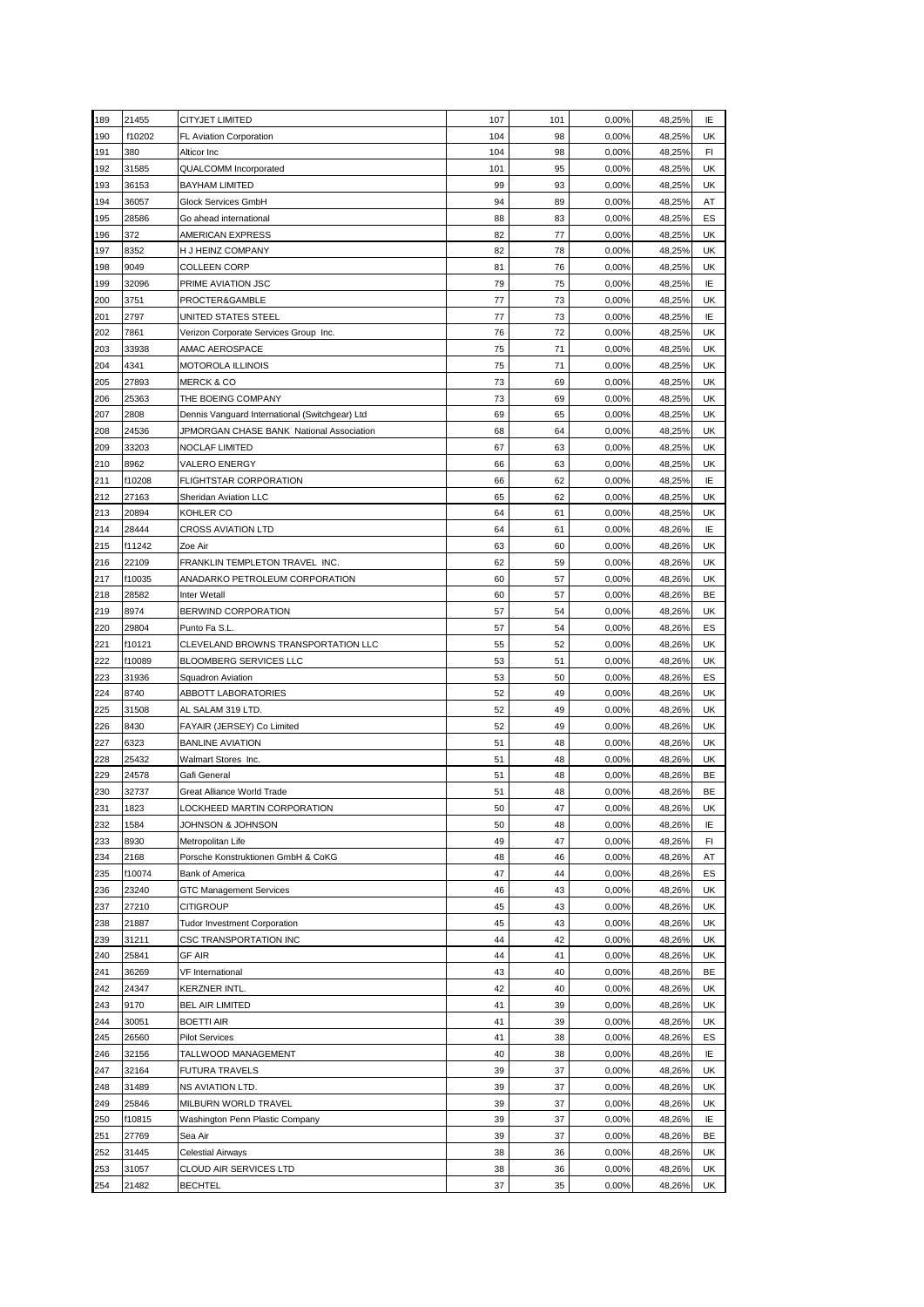| | | | | | | | |
|---|---|---|---|---|---|---|---|
| 189 | 21455 | CITYJET LIMITED | 107 | 101 | 0,00% | 48,25% | IE |
| 190 | f10202 | FL Aviation Corporation | 104 | 98 | 0,00% | 48,25% | UK |
| 191 | 380 | Alticor Inc | 104 | 98 | 0,00% | 48,25% | FI |
| 192 | 31585 | QUALCOMM Incorporated | 101 | 95 | 0,00% | 48,25% | UK |
| 193 | 36153 | BAYHAM LIMITED | 99 | 93 | 0,00% | 48,25% | UK |
| 194 | 36057 | Glock Services GmbH | 94 | 89 | 0,00% | 48,25% | AT |
| 195 | 28586 | Go ahead international | 88 | 83 | 0,00% | 48,25% | ES |
| 196 | 372 | AMERICAN EXPRESS | 82 | 77 | 0,00% | 48,25% | UK |
| 197 | 8352 | H J HEINZ COMPANY | 82 | 78 | 0,00% | 48,25% | UK |
| 198 | 9049 | COLLEEN CORP | 81 | 76 | 0,00% | 48,25% | UK |
| 199 | 32096 | PRIME AVIATION JSC | 79 | 75 | 0,00% | 48,25% | IE |
| 200 | 3751 | PROCTER&GAMBLE | 77 | 73 | 0,00% | 48,25% | UK |
| 201 | 2797 | UNITED STATES STEEL | 77 | 73 | 0,00% | 48,25% | IE |
| 202 | 7861 | Verizon Corporate Services Group Inc. | 76 | 72 | 0,00% | 48,25% | UK |
| 203 | 33938 | AMAC AEROSPACE | 75 | 71 | 0,00% | 48,25% | UK |
| 204 | 4341 | MOTOROLA ILLINOIS | 75 | 71 | 0,00% | 48,25% | UK |
| 205 | 27893 | MERCK & CO | 73 | 69 | 0,00% | 48,25% | UK |
| 206 | 25363 | THE BOEING COMPANY | 73 | 69 | 0,00% | 48,25% | UK |
| 207 | 2808 | Dennis Vanguard International (Switchgear) Ltd | 69 | 65 | 0,00% | 48,25% | UK |
| 208 | 24536 | JPMORGAN CHASE BANK National Association | 68 | 64 | 0,00% | 48,25% | UK |
| 209 | 33203 | NOCLAF LIMITED | 67 | 63 | 0,00% | 48,25% | UK |
| 210 | 8962 | VALERO ENERGY | 66 | 63 | 0,00% | 48,25% | UK |
| 211 | f10208 | FLIGHTSTAR CORPORATION | 66 | 62 | 0,00% | 48,25% | IE |
| 212 | 27163 | Sheridan Aviation LLC | 65 | 62 | 0,00% | 48,25% | UK |
| 213 | 20894 | KOHLER CO | 64 | 61 | 0,00% | 48,25% | UK |
| 214 | 28444 | CROSS AVIATION LTD | 64 | 61 | 0,00% | 48,26% | IE |
| 215 | f11242 | Zoe Air | 63 | 60 | 0,00% | 48,26% | UK |
| 216 | 22109 | FRANKLIN TEMPLETON TRAVEL INC. | 62 | 59 | 0,00% | 48,26% | UK |
| 217 | f10035 | ANADARKO PETROLEUM CORPORATION | 60 | 57 | 0,00% | 48,26% | UK |
| 218 | 28582 | Inter Wetall | 60 | 57 | 0,00% | 48,26% | BE |
| 219 | 8974 | BERWIND CORPORATION | 57 | 54 | 0,00% | 48,26% | UK |
| 220 | 29804 | Punto Fa S.L. | 57 | 54 | 0,00% | 48,26% | ES |
| 221 | f10121 | CLEVELAND BROWNS TRANSPORTATION LLC | 55 | 52 | 0,00% | 48,26% | UK |
| 222 | f10089 | BLOOMBERG SERVICES LLC | 53 | 51 | 0,00% | 48,26% | UK |
| 223 | 31936 | Squadron Aviation | 53 | 50 | 0,00% | 48,26% | ES |
| 224 | 8740 | ABBOTT LABORATORIES | 52 | 49 | 0,00% | 48,26% | UK |
| 225 | 31508 | AL SALAM 319 LTD. | 52 | 49 | 0,00% | 48,26% | UK |
| 226 | 8430 | FAYAIR (JERSEY) Co Limited | 52 | 49 | 0,00% | 48,26% | UK |
| 227 | 6323 | BANLINE AVIATION | 51 | 48 | 0,00% | 48,26% | UK |
| 228 | 25432 | Walmart Stores Inc. | 51 | 48 | 0,00% | 48,26% | UK |
| 229 | 24578 | Gafi General | 51 | 48 | 0,00% | 48,26% | BE |
| 230 | 32737 | Great Alliance World Trade | 51 | 48 | 0,00% | 48,26% | BE |
| 231 | 1823 | LOCKHEED MARTIN CORPORATION | 50 | 47 | 0,00% | 48,26% | UK |
| 232 | 1584 | JOHNSON & JOHNSON | 50 | 48 | 0,00% | 48,26% | IE |
| 233 | 8930 | Metropolitan Life | 49 | 47 | 0,00% | 48,26% | FI |
| 234 | 2168 | Porsche Konstruktionen GmbH & CoKG | 48 | 46 | 0,00% | 48,26% | AT |
| 235 | f10074 | Bank of America | 47 | 44 | 0,00% | 48,26% | ES |
| 236 | 23240 | GTC Management Services | 46 | 43 | 0,00% | 48,26% | UK |
| 237 | 27210 | CITIGROUP | 45 | 43 | 0,00% | 48,26% | UK |
| 238 | 21887 | Tudor Investment Corporation | 45 | 43 | 0,00% | 48,26% | UK |
| 239 | 31211 | CSC TRANSPORTATION INC | 44 | 42 | 0,00% | 48,26% | UK |
| 240 | 25841 | GF AIR | 44 | 41 | 0,00% | 48,26% | UK |
| 241 | 36269 | VF International | 43 | 40 | 0,00% | 48,26% | BE |
| 242 | 24347 | KERZNER INTL. | 42 | 40 | 0,00% | 48,26% | UK |
| 243 | 9170 | BEL AIR LIMITED | 41 | 39 | 0,00% | 48,26% | UK |
| 244 | 30051 | BOETTI AIR | 41 | 39 | 0,00% | 48,26% | UK |
| 245 | 26560 | Pilot Services | 41 | 38 | 0,00% | 48,26% | ES |
| 246 | 32156 | TALLWOOD MANAGEMENT | 40 | 38 | 0,00% | 48,26% | IE |
| 247 | 32164 | FUTURA TRAVELS | 39 | 37 | 0,00% | 48,26% | UK |
| 248 | 31489 | NS AVIATION LTD. | 39 | 37 | 0,00% | 48,26% | UK |
| 249 | 25846 | MILBURN WORLD TRAVEL | 39 | 37 | 0,00% | 48,26% | UK |
| 250 | f10815 | Washington Penn Plastic Company | 39 | 37 | 0,00% | 48,26% | IE |
| 251 | 27769 | Sea Air | 39 | 37 | 0,00% | 48,26% | BE |
| 252 | 31445 | Celestial Airways | 38 | 36 | 0,00% | 48,26% | UK |
| 253 | 31057 | CLOUD AIR SERVICES LTD | 38 | 36 | 0,00% | 48,26% | UK |
| 254 | 21482 | BECHTEL | 37 | 35 | 0,00% | 48,26% | UK |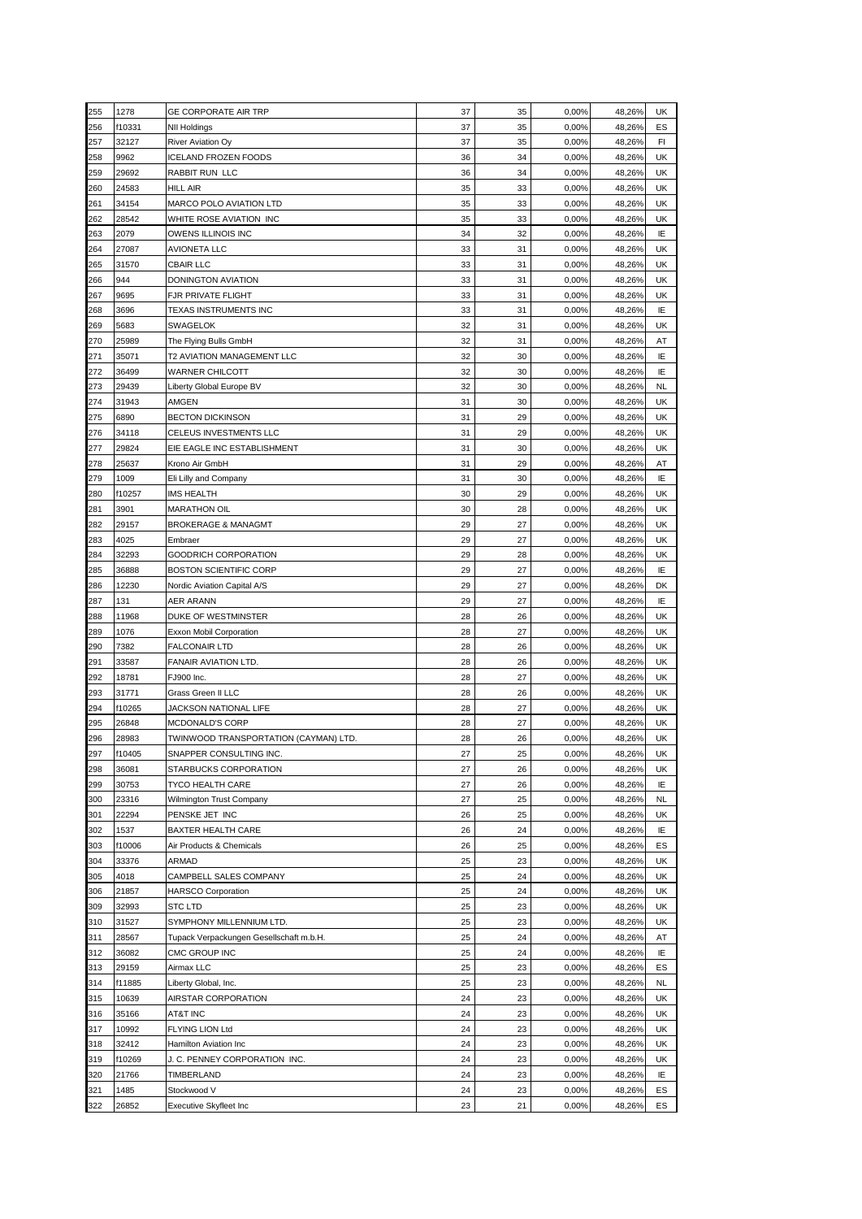| | | | | | | | |
|---|---|---|---|---|---|---|---|
| 255 | 1278 | GE CORPORATE AIR TRP | 37 | 35 | 0,00% | 48,26% | UK |
| 256 | f10331 | NII Holdings | 37 | 35 | 0,00% | 48,26% | ES |
| 257 | 32127 | River Aviation Oy | 37 | 35 | 0,00% | 48,26% | FI |
| 258 | 9962 | ICELAND FROZEN FOODS | 36 | 34 | 0,00% | 48,26% | UK |
| 259 | 29692 | RABBIT RUN LLC | 36 | 34 | 0,00% | 48,26% | UK |
| 260 | 24583 | HILL AIR | 35 | 33 | 0,00% | 48,26% | UK |
| 261 | 34154 | MARCO POLO AVIATION LTD | 35 | 33 | 0,00% | 48,26% | UK |
| 262 | 28542 | WHITE ROSE AVIATION INC | 35 | 33 | 0,00% | 48,26% | UK |
| 263 | 2079 | OWENS ILLINOIS INC | 34 | 32 | 0,00% | 48,26% | IE |
| 264 | 27087 | AVIONETA LLC | 33 | 31 | 0,00% | 48,26% | UK |
| 265 | 31570 | CBAIR LLC | 33 | 31 | 0,00% | 48,26% | UK |
| 266 | 944 | DONINGTON AVIATION | 33 | 31 | 0,00% | 48,26% | UK |
| 267 | 9695 | FJR PRIVATE FLIGHT | 33 | 31 | 0,00% | 48,26% | UK |
| 268 | 3696 | TEXAS INSTRUMENTS INC | 33 | 31 | 0,00% | 48,26% | IE |
| 269 | 5683 | SWAGELOK | 32 | 31 | 0,00% | 48,26% | UK |
| 270 | 25989 | The Flying Bulls GmbH | 32 | 31 | 0,00% | 48,26% | AT |
| 271 | 35071 | T2 AVIATION MANAGEMENT LLC | 32 | 30 | 0,00% | 48,26% | IE |
| 272 | 36499 | WARNER CHILCOTT | 32 | 30 | 0,00% | 48,26% | IE |
| 273 | 29439 | Liberty Global Europe BV | 32 | 30 | 0,00% | 48,26% | NL |
| 274 | 31943 | AMGEN | 31 | 30 | 0,00% | 48,26% | UK |
| 275 | 6890 | BECTON DICKINSON | 31 | 29 | 0,00% | 48,26% | UK |
| 276 | 34118 | CELEUS INVESTMENTS LLC | 31 | 29 | 0,00% | 48,26% | UK |
| 277 | 29824 | EIE EAGLE INC ESTABLISHMENT | 31 | 30 | 0,00% | 48,26% | UK |
| 278 | 25637 | Krono Air GmbH | 31 | 29 | 0,00% | 48,26% | AT |
| 279 | 1009 | Eli Lilly and Company | 31 | 30 | 0,00% | 48,26% | IE |
| 280 | f10257 | IMS HEALTH | 30 | 29 | 0,00% | 48,26% | UK |
| 281 | 3901 | MARATHON OIL | 30 | 28 | 0,00% | 48,26% | UK |
| 282 | 29157 | BROKERAGE & MANAGMT | 29 | 27 | 0,00% | 48,26% | UK |
| 283 | 4025 | Embraer | 29 | 27 | 0,00% | 48,26% | UK |
| 284 | 32293 | GOODRICH CORPORATION | 29 | 28 | 0,00% | 48,26% | UK |
| 285 | 36888 | BOSTON SCIENTIFIC CORP | 29 | 27 | 0,00% | 48,26% | IE |
| 286 | 12230 | Nordic Aviation Capital A/S | 29 | 27 | 0,00% | 48,26% | DK |
| 287 | 131 | AER ARANN | 29 | 27 | 0,00% | 48,26% | IE |
| 288 | 11968 | DUKE OF WESTMINSTER | 28 | 26 | 0,00% | 48,26% | UK |
| 289 | 1076 | Exxon Mobil Corporation | 28 | 27 | 0,00% | 48,26% | UK |
| 290 | 7382 | FALCONAIR LTD | 28 | 26 | 0,00% | 48,26% | UK |
| 291 | 33587 | FANAIR AVIATION LTD. | 28 | 26 | 0,00% | 48,26% | UK |
| 292 | 18781 | FJ900 Inc. | 28 | 27 | 0,00% | 48,26% | UK |
| 293 | 31771 | Grass Green II LLC | 28 | 26 | 0,00% | 48,26% | UK |
| 294 | f10265 | JACKSON NATIONAL LIFE | 28 | 27 | 0,00% | 48,26% | UK |
| 295 | 26848 | MCDONALD'S CORP | 28 | 27 | 0,00% | 48,26% | UK |
| 296 | 28983 | TWINWOOD TRANSPORTATION (CAYMAN) LTD. | 28 | 26 | 0,00% | 48,26% | UK |
| 297 | f10405 | SNAPPER CONSULTING INC. | 27 | 25 | 0,00% | 48,26% | UK |
| 298 | 36081 | STARBUCKS CORPORATION | 27 | 26 | 0,00% | 48,26% | UK |
| 299 | 30753 | TYCO HEALTH CARE | 27 | 26 | 0,00% | 48,26% | IE |
| 300 | 23316 | Wilmington Trust Company | 27 | 25 | 0,00% | 48,26% | NL |
| 301 | 22294 | PENSKE JET INC | 26 | 25 | 0,00% | 48,26% | UK |
| 302 | 1537 | BAXTER HEALTH CARE | 26 | 24 | 0,00% | 48,26% | IE |
| 303 | f10006 | Air Products & Chemicals | 26 | 25 | 0,00% | 48,26% | ES |
| 304 | 33376 | ARMAD | 25 | 23 | 0,00% | 48,26% | UK |
| 305 | 4018 | CAMPBELL SALES COMPANY | 25 | 24 | 0,00% | 48,26% | UK |
| 306 | 21857 | HARSCO Corporation | 25 | 24 | 0,00% | 48,26% | UK |
| 309 | 32993 | STC LTD | 25 | 23 | 0,00% | 48,26% | UK |
| 310 | 31527 | SYMPHONY MILLENNIUM LTD. | 25 | 23 | 0,00% | 48,26% | UK |
| 311 | 28567 | Tupack Verpackungen Gesellschaft m.b.H. | 25 | 24 | 0,00% | 48,26% | AT |
| 312 | 36082 | CMC GROUP INC | 25 | 24 | 0,00% | 48,26% | IE |
| 313 | 29159 | Airmax LLC | 25 | 23 | 0,00% | 48,26% | ES |
| 314 | f11885 | Liberty Global, Inc. | 25 | 23 | 0,00% | 48,26% | NL |
| 315 | 10639 | AIRSTAR CORPORATION | 24 | 23 | 0,00% | 48,26% | UK |
| 316 | 35166 | AT&T INC | 24 | 23 | 0,00% | 48,26% | UK |
| 317 | 10992 | FLYING LION Ltd | 24 | 23 | 0,00% | 48,26% | UK |
| 318 | 32412 | Hamilton Aviation Inc | 24 | 23 | 0,00% | 48,26% | UK |
| 319 | f10269 | J. C. PENNEY CORPORATION INC. | 24 | 23 | 0,00% | 48,26% | UK |
| 320 | 21766 | TIMBERLAND | 24 | 23 | 0,00% | 48,26% | IE |
| 321 | 1485 | Stockwood V | 24 | 23 | 0,00% | 48,26% | ES |
| 322 | 26852 | Executive Skyfleet Inc | 23 | 21 | 0,00% | 48,26% | ES |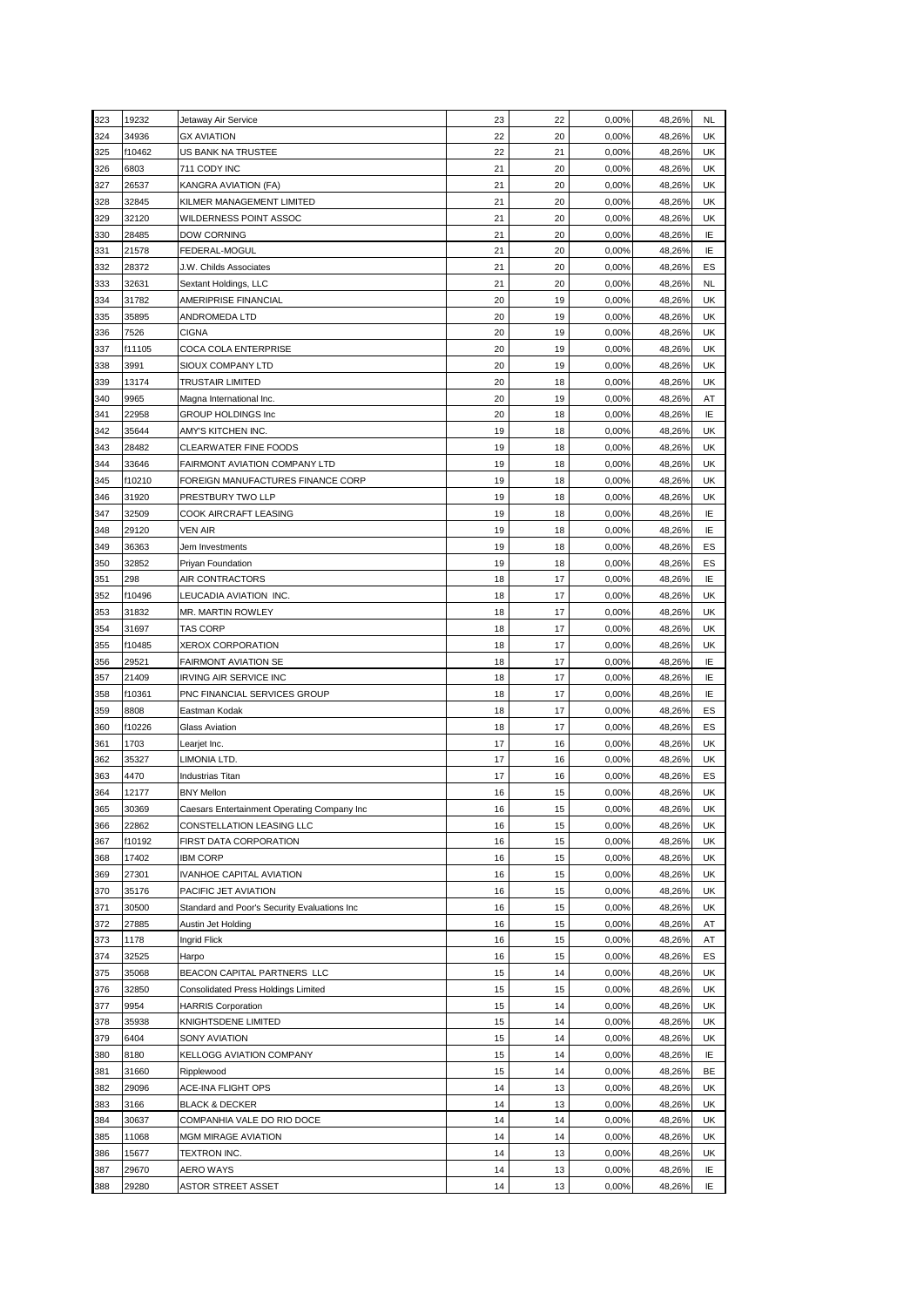| | | | | | | | |
|---|---|---|---|---|---|---|---|
| 323 | 19232 | Jetaway Air Service | 23 | 22 | 0,00% | 48,26% | NL |
| 324 | 34936 | GX AVIATION | 22 | 20 | 0,00% | 48,26% | UK |
| 325 | f10462 | US BANK NA TRUSTEE | 22 | 21 | 0,00% | 48,26% | UK |
| 326 | 6803 | 711 CODY INC | 21 | 20 | 0,00% | 48,26% | UK |
| 327 | 26537 | KANGRA AVIATION (FA) | 21 | 20 | 0,00% | 48,26% | UK |
| 328 | 32845 | KILMER MANAGEMENT LIMITED | 21 | 20 | 0,00% | 48,26% | UK |
| 329 | 32120 | WILDERNESS POINT ASSOC | 21 | 20 | 0,00% | 48,26% | UK |
| 330 | 28485 | DOW CORNING | 21 | 20 | 0,00% | 48,26% | IE |
| 331 | 21578 | FEDERAL-MOGUL | 21 | 20 | 0,00% | 48,26% | IE |
| 332 | 28372 | J.W. Childs Associates | 21 | 20 | 0,00% | 48,26% | ES |
| 333 | 32631 | Sextant Holdings, LLC | 21 | 20 | 0,00% | 48,26% | NL |
| 334 | 31782 | AMERIPRISE FINANCIAL | 20 | 19 | 0,00% | 48,26% | UK |
| 335 | 35895 | ANDROMEDA LTD | 20 | 19 | 0,00% | 48,26% | UK |
| 336 | 7526 | CIGNA | 20 | 19 | 0,00% | 48,26% | UK |
| 337 | f11105 | COCA COLA ENTERPRISE | 20 | 19 | 0,00% | 48,26% | UK |
| 338 | 3991 | SIOUX COMPANY LTD | 20 | 19 | 0,00% | 48,26% | UK |
| 339 | 13174 | TRUSTAIR LIMITED | 20 | 18 | 0,00% | 48,26% | UK |
| 340 | 9965 | Magna International Inc. | 20 | 19 | 0,00% | 48,26% | AT |
| 341 | 22958 | GROUP HOLDINGS Inc | 20 | 18 | 0,00% | 48,26% | IE |
| 342 | 35644 | AMY'S KITCHEN INC. | 19 | 18 | 0,00% | 48,26% | UK |
| 343 | 28482 | CLEARWATER FINE FOODS | 19 | 18 | 0,00% | 48,26% | UK |
| 344 | 33646 | FAIRMONT AVIATION COMPANY LTD | 19 | 18 | 0,00% | 48,26% | UK |
| 345 | f10210 | FOREIGN MANUFACTURES FINANCE CORP | 19 | 18 | 0,00% | 48,26% | UK |
| 346 | 31920 | PRESTBURY TWO LLP | 19 | 18 | 0,00% | 48,26% | UK |
| 347 | 32509 | COOK AIRCRAFT LEASING | 19 | 18 | 0,00% | 48,26% | IE |
| 348 | 29120 | VEN AIR | 19 | 18 | 0,00% | 48,26% | IE |
| 349 | 36363 | Jem Investments | 19 | 18 | 0,00% | 48,26% | ES |
| 350 | 32852 | Priyan Foundation | 19 | 18 | 0,00% | 48,26% | ES |
| 351 | 298 | AIR CONTRACTORS | 18 | 17 | 0,00% | 48,26% | IE |
| 352 | f10496 | LEUCADIA AVIATION INC. | 18 | 17 | 0,00% | 48,26% | UK |
| 353 | 31832 | MR. MARTIN ROWLEY | 18 | 17 | 0,00% | 48,26% | UK |
| 354 | 31697 | TAS CORP | 18 | 17 | 0,00% | 48,26% | UK |
| 355 | f10485 | XEROX CORPORATION | 18 | 17 | 0,00% | 48,26% | UK |
| 356 | 29521 | FAIRMONT AVIATION SE | 18 | 17 | 0,00% | 48,26% | IE |
| 357 | 21409 | IRVING AIR SERVICE INC | 18 | 17 | 0,00% | 48,26% | IE |
| 358 | f10361 | PNC FINANCIAL SERVICES GROUP | 18 | 17 | 0,00% | 48,26% | IE |
| 359 | 8808 | Eastman Kodak | 18 | 17 | 0,00% | 48,26% | ES |
| 360 | f10226 | Glass Aviation | 18 | 17 | 0,00% | 48,26% | ES |
| 361 | 1703 | Learjet Inc. | 17 | 16 | 0,00% | 48,26% | UK |
| 362 | 35327 | LIMONIA LTD. | 17 | 16 | 0,00% | 48,26% | UK |
| 363 | 4470 | Industrias Titan | 17 | 16 | 0,00% | 48,26% | ES |
| 364 | 12177 | BNY Mellon | 16 | 15 | 0,00% | 48,26% | UK |
| 365 | 30369 | Caesars Entertainment Operating Company Inc | 16 | 15 | 0,00% | 48,26% | UK |
| 366 | 22862 | CONSTELLATION LEASING LLC | 16 | 15 | 0,00% | 48,26% | UK |
| 367 | f10192 | FIRST DATA CORPORATION | 16 | 15 | 0,00% | 48,26% | UK |
| 368 | 17402 | IBM CORP | 16 | 15 | 0,00% | 48,26% | UK |
| 369 | 27301 | IVANHOE CAPITAL AVIATION | 16 | 15 | 0,00% | 48,26% | UK |
| 370 | 35176 | PACIFIC JET AVIATION | 16 | 15 | 0,00% | 48,26% | UK |
| 371 | 30500 | Standard and Poor's Security Evaluations Inc | 16 | 15 | 0,00% | 48,26% | UK |
| 372 | 27885 | Austin Jet Holding | 16 | 15 | 0,00% | 48,26% | AT |
| 373 | 1178 | Ingrid Flick | 16 | 15 | 0,00% | 48,26% | AT |
| 374 | 32525 | Harpo | 16 | 15 | 0,00% | 48,26% | ES |
| 375 | 35068 | BEACON CAPITAL PARTNERS LLC | 15 | 14 | 0,00% | 48,26% | UK |
| 376 | 32850 | Consolidated Press Holdings Limited | 15 | 15 | 0,00% | 48,26% | UK |
| 377 | 9954 | HARRIS Corporation | 15 | 14 | 0,00% | 48,26% | UK |
| 378 | 35938 | KNIGHTSDENE LIMITED | 15 | 14 | 0,00% | 48,26% | UK |
| 379 | 6404 | SONY AVIATION | 15 | 14 | 0,00% | 48,26% | UK |
| 380 | 8180 | KELLOGG AVIATION COMPANY | 15 | 14 | 0,00% | 48,26% | IE |
| 381 | 31660 | Ripplewood | 15 | 14 | 0,00% | 48,26% | BE |
| 382 | 29096 | ACE-INA FLIGHT OPS | 14 | 13 | 0,00% | 48,26% | UK |
| 383 | 3166 | BLACK & DECKER | 14 | 13 | 0,00% | 48,26% | UK |
| 384 | 30637 | COMPANHIA VALE DO RIO DOCE | 14 | 14 | 0,00% | 48,26% | UK |
| 385 | 11068 | MGM MIRAGE AVIATION | 14 | 14 | 0,00% | 48,26% | UK |
| 386 | 15677 | TEXTRON INC. | 14 | 13 | 0,00% | 48,26% | UK |
| 387 | 29670 | AERO WAYS | 14 | 13 | 0,00% | 48,26% | IE |
| 388 | 29280 | ASTOR STREET ASSET | 14 | 13 | 0,00% | 48,26% | IE |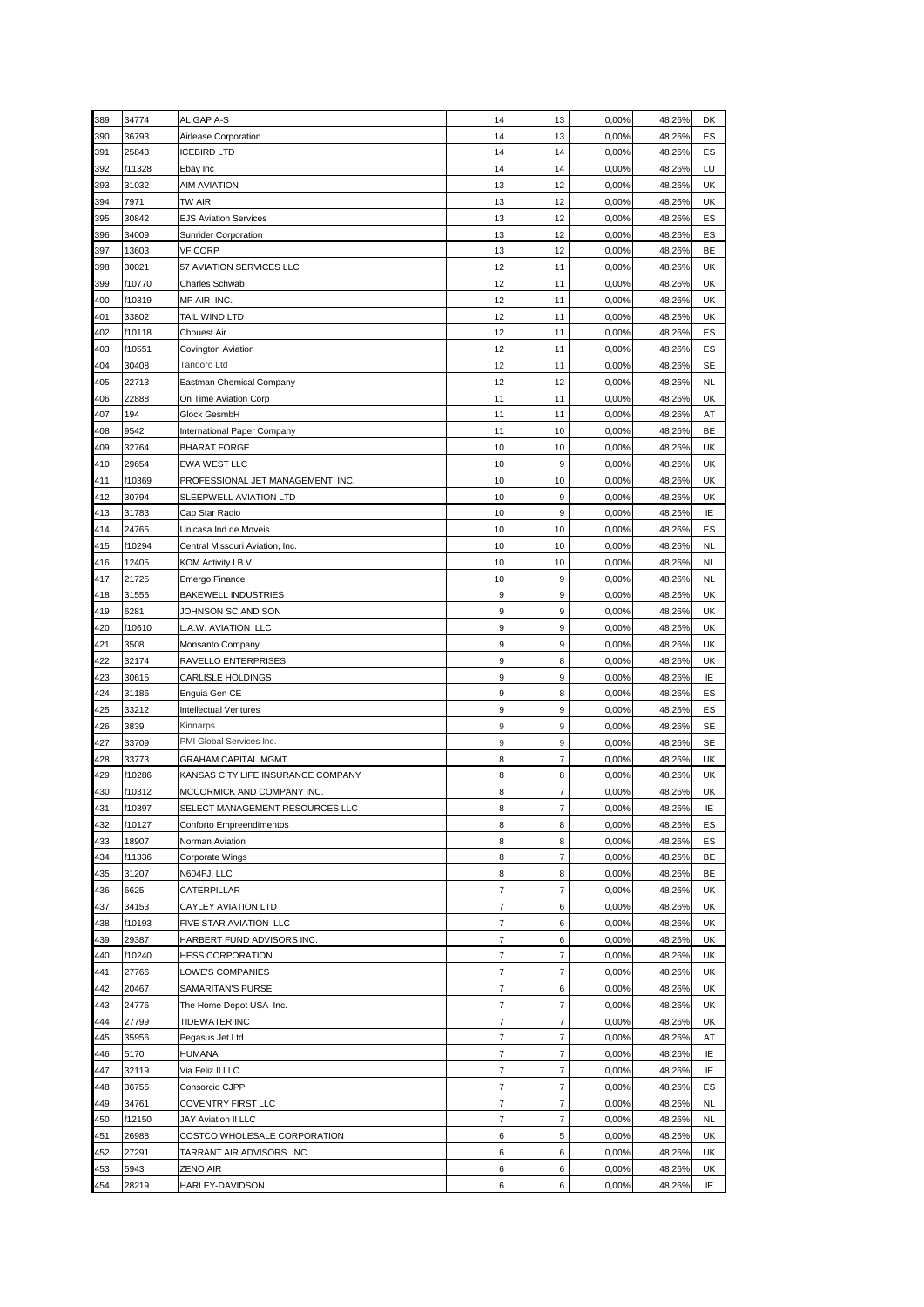| | | | | | | | |
|---|---|---|---|---|---|---|---|
| 389 | 34774 | ALIGAP A-S | 14 | 13 | 0,00% | 48,26% | DK |
| 390 | 36793 | Airlease Corporation | 14 | 13 | 0,00% | 48,26% | ES |
| 391 | 25843 | ICEBIRD LTD | 14 | 14 | 0,00% | 48,26% | ES |
| 392 | f11328 | Ebay Inc | 14 | 14 | 0,00% | 48,26% | LU |
| 393 | 31032 | AIM AVIATION | 13 | 12 | 0,00% | 48,26% | UK |
| 394 | 7971 | TW AIR | 13 | 12 | 0,00% | 48,26% | UK |
| 395 | 30842 | EJS Aviation Services | 13 | 12 | 0,00% | 48,26% | ES |
| 396 | 34009 | Sunrider Corporation | 13 | 12 | 0,00% | 48,26% | ES |
| 397 | 13603 | VF CORP | 13 | 12 | 0,00% | 48,26% | BE |
| 398 | 30021 | 57 AVIATION SERVICES LLC | 12 | 11 | 0,00% | 48,26% | UK |
| 399 | f10770 | Charles Schwab | 12 | 11 | 0,00% | 48,26% | UK |
| 400 | f10319 | MP AIR INC. | 12 | 11 | 0,00% | 48,26% | UK |
| 401 | 33802 | TAIL WIND LTD | 12 | 11 | 0,00% | 48,26% | UK |
| 402 | f10118 | Chouest Air | 12 | 11 | 0,00% | 48,26% | ES |
| 403 | f10551 | Covington Aviation | 12 | 11 | 0,00% | 48,26% | ES |
| 404 | 30408 | Tandoro Ltd | 12 | 11 | 0,00% | 48,26% | SE |
| 405 | 22713 | Eastman Chemical Company | 12 | 12 | 0,00% | 48,26% | NL |
| 406 | 22888 | On Time Aviation Corp | 11 | 11 | 0,00% | 48,26% | UK |
| 407 | 194 | Glock GesmbH | 11 | 11 | 0,00% | 48,26% | AT |
| 408 | 9542 | International Paper Company | 11 | 10 | 0,00% | 48,26% | BE |
| 409 | 32764 | BHARAT FORGE | 10 | 10 | 0,00% | 48,26% | UK |
| 410 | 29654 | EWA WEST LLC | 10 | 9 | 0,00% | 48,26% | UK |
| 411 | f10369 | PROFESSIONAL JET MANAGEMENT INC. | 10 | 10 | 0,00% | 48,26% | UK |
| 412 | 30794 | SLEEPWELL AVIATION LTD | 10 | 9 | 0,00% | 48,26% | UK |
| 413 | 31783 | Cap Star Radio | 10 | 9 | 0,00% | 48,26% | IE |
| 414 | 24765 | Unicasa Ind de Moveis | 10 | 10 | 0,00% | 48,26% | ES |
| 415 | f10294 | Central Missouri Aviation, Inc. | 10 | 10 | 0,00% | 48,26% | NL |
| 416 | 12405 | KOM Activity I B.V. | 10 | 10 | 0,00% | 48,26% | NL |
| 417 | 21725 | Emergo Finance | 10 | 9 | 0,00% | 48,26% | NL |
| 418 | 31555 | BAKEWELL INDUSTRIES | 9 | 9 | 0,00% | 48,26% | UK |
| 419 | 6281 | JOHNSON SC AND SON | 9 | 9 | 0,00% | 48,26% | UK |
| 420 | f10610 | L.A.W. AVIATION LLC | 9 | 9 | 0,00% | 48,26% | UK |
| 421 | 3508 | Monsanto Company | 9 | 9 | 0,00% | 48,26% | UK |
| 422 | 32174 | RAVELLO ENTERPRISES | 9 | 8 | 0,00% | 48,26% | UK |
| 423 | 30615 | CARLISLE HOLDINGS | 9 | 9 | 0,00% | 48,26% | IE |
| 424 | 31186 | Enguia Gen CE | 9 | 8 | 0,00% | 48,26% | ES |
| 425 | 33212 | Intellectual Ventures | 9 | 9 | 0,00% | 48,26% | ES |
| 426 | 3839 | Kinnarps | 9 | 9 | 0,00% | 48,26% | SE |
| 427 | 33709 | PMI Global Services Inc. | 9 | 9 | 0,00% | 48,26% | SE |
| 428 | 33773 | GRAHAM CAPITAL MGMT | 8 | 7 | 0,00% | 48,26% | UK |
| 429 | f10286 | KANSAS CITY LIFE INSURANCE COMPANY | 8 | 8 | 0,00% | 48,26% | UK |
| 430 | f10312 | MCCORMICK AND COMPANY INC. | 8 | 7 | 0,00% | 48,26% | UK |
| 431 | f10397 | SELECT MANAGEMENT RESOURCES LLC | 8 | 7 | 0,00% | 48,26% | IE |
| 432 | f10127 | Conforto Empreendimentos | 8 | 8 | 0,00% | 48,26% | ES |
| 433 | 18907 | Norman Aviation | 8 | 8 | 0,00% | 48,26% | ES |
| 434 | f11336 | Corporate Wings | 8 | 7 | 0,00% | 48,26% | BE |
| 435 | 31207 | N604FJ, LLC | 8 | 8 | 0,00% | 48,26% | BE |
| 436 | 6625 | CATERPILLAR | 7 | 7 | 0,00% | 48,26% | UK |
| 437 | 34153 | CAYLEY AVIATION LTD | 7 | 6 | 0,00% | 48,26% | UK |
| 438 | f10193 | FIVE STAR AVIATION LLC | 7 | 6 | 0,00% | 48,26% | UK |
| 439 | 29387 | HARBERT FUND ADVISORS INC. | 7 | 6 | 0,00% | 48,26% | UK |
| 440 | f10240 | HESS CORPORATION | 7 | 7 | 0,00% | 48,26% | UK |
| 441 | 27766 | LOWE'S COMPANIES | 7 | 7 | 0,00% | 48,26% | UK |
| 442 | 20467 | SAMARITAN'S PURSE | 7 | 6 | 0,00% | 48,26% | UK |
| 443 | 24776 | The Home Depot USA Inc. | 7 | 7 | 0,00% | 48,26% | UK |
| 444 | 27799 | TIDEWATER INC | 7 | 7 | 0,00% | 48,26% | UK |
| 445 | 35956 | Pegasus Jet Ltd. | 7 | 7 | 0,00% | 48,26% | AT |
| 446 | 5170 | HUMANA | 7 | 7 | 0,00% | 48,26% | IE |
| 447 | 32119 | Via Feliz II LLC | 7 | 7 | 0,00% | 48,26% | IE |
| 448 | 36755 | Consorcio CJPP | 7 | 7 | 0,00% | 48,26% | ES |
| 449 | 34761 | COVENTRY FIRST LLC | 7 | 7 | 0,00% | 48,26% | NL |
| 450 | f12150 | JAY Aviation II LLC | 7 | 7 | 0,00% | 48,26% | NL |
| 451 | 26988 | COSTCO WHOLESALE CORPORATION | 6 | 5 | 0,00% | 48,26% | UK |
| 452 | 27291 | TARRANT AIR ADVISORS INC | 6 | 6 | 0,00% | 48,26% | UK |
| 453 | 5943 | ZENO AIR | 6 | 6 | 0,00% | 48,26% | UK |
| 454 | 28219 | HARLEY-DAVIDSON | 6 | 6 | 0,00% | 48,26% | IE |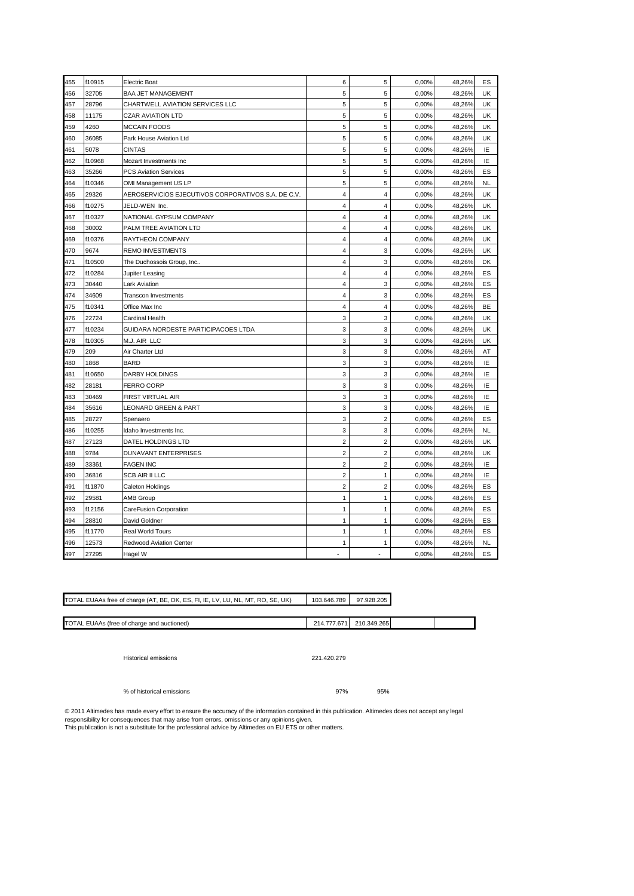| | | | | | | | |
|---|---|---|---|---|---|---|---|
| 455 | f10915 | Electric Boat | 6 | 5 | 0,00% | 48,26% | ES |
| 456 | 32705 | BAA JET MANAGEMENT | 5 | 5 | 0,00% | 48,26% | UK |
| 457 | 28796 | CHARTWELL AVIATION SERVICES LLC | 5 | 5 | 0,00% | 48,26% | UK |
| 458 | 11175 | CZAR AVIATION LTD | 5 | 5 | 0,00% | 48,26% | UK |
| 459 | 4260 | MCCAIN FOODS | 5 | 5 | 0,00% | 48,26% | UK |
| 460 | 36085 | Park House Aviation Ltd | 5 | 5 | 0,00% | 48,26% | UK |
| 461 | 5078 | CINTAS | 5 | 5 | 0,00% | 48,26% | IE |
| 462 | f10968 | Mozart Investments Inc | 5 | 5 | 0,00% | 48,26% | IE |
| 463 | 35266 | PCS Aviation Services | 5 | 5 | 0,00% | 48,26% | ES |
| 464 | f10346 | OMI Management US LP | 5 | 5 | 0,00% | 48,26% | NL |
| 465 | 29326 | AEROSERVICIOS EJECUTIVOS CORPORATIVOS S.A. DE C.V. | 4 | 4 | 0,00% | 48,26% | UK |
| 466 | f10275 | JELD-WEN Inc. | 4 | 4 | 0,00% | 48,26% | UK |
| 467 | f10327 | NATIONAL GYPSUM COMPANY | 4 | 4 | 0,00% | 48,26% | UK |
| 468 | 30002 | PALM TREE AVIATION LTD | 4 | 4 | 0,00% | 48,26% | UK |
| 469 | f10376 | RAYTHEON COMPANY | 4 | 4 | 0,00% | 48,26% | UK |
| 470 | 9674 | REMO INVESTMENTS | 4 | 3 | 0,00% | 48,26% | UK |
| 471 | f10500 | The Duchossois Group, Inc.. | 4 | 3 | 0,00% | 48,26% | DK |
| 472 | f10284 | Jupiter Leasing | 4 | 4 | 0,00% | 48,26% | ES |
| 473 | 30440 | Lark Aviation | 4 | 3 | 0,00% | 48,26% | ES |
| 474 | 34609 | Transcon Investments | 4 | 3 | 0,00% | 48,26% | ES |
| 475 | f10341 | Office Max Inc | 4 | 4 | 0,00% | 48,26% | BE |
| 476 | 22724 | Cardinal Health | 3 | 3 | 0,00% | 48,26% | UK |
| 477 | f10234 | GUIDARA NORDESTE PARTICIPACOES LTDA | 3 | 3 | 0,00% | 48,26% | UK |
| 478 | f10305 | M.J. AIR LLC | 3 | 3 | 0,00% | 48,26% | UK |
| 479 | 209 | Air Charter Ltd | 3 | 3 | 0,00% | 48,26% | AT |
| 480 | 1868 | BARD | 3 | 3 | 0,00% | 48,26% | IE |
| 481 | f10650 | DARBY HOLDINGS | 3 | 3 | 0,00% | 48,26% | IE |
| 482 | 28181 | FERRO CORP | 3 | 3 | 0,00% | 48,26% | IE |
| 483 | 30469 | FIRST VIRTUAL AIR | 3 | 3 | 0,00% | 48,26% | IE |
| 484 | 35616 | LEONARD GREEN & PART | 3 | 3 | 0,00% | 48,26% | IE |
| 485 | 28727 | Spenaero | 3 | 2 | 0,00% | 48,26% | ES |
| 486 | f10255 | Idaho Investments Inc. | 3 | 3 | 0,00% | 48,26% | NL |
| 487 | 27123 | DATEL HOLDINGS LTD | 2 | 2 | 0,00% | 48,26% | UK |
| 488 | 9784 | DUNAVANT ENTERPRISES | 2 | 2 | 0,00% | 48,26% | UK |
| 489 | 33361 | FAGEN INC | 2 | 2 | 0,00% | 48,26% | IE |
| 490 | 36816 | SCB AIR II LLC | 2 | 1 | 0,00% | 48,26% | IE |
| 491 | f11870 | Caleton Holdings | 2 | 2 | 0,00% | 48,26% | ES |
| 492 | 29581 | AMB Group | 1 | 1 | 0,00% | 48,26% | ES |
| 493 | f12156 | CareFusion Corporation | 1 | 1 | 0,00% | 48,26% | ES |
| 494 | 28810 | David Goldner | 1 | 1 | 0,00% | 48,26% | ES |
| 495 | f11770 | Real World Tours | 1 | 1 | 0,00% | 48,26% | ES |
| 496 | 12573 | Redwood Aviation Center | 1 | 1 | 0,00% | 48,26% | NL |
| 497 | 27295 | Hagel W | - | - | 0,00% | 48,26% | ES |

| | | |
|---|---|---|
| TOTAL EUAAs free of charge (AT, BE, DK, ES, FI, IE, LV, LU, NL, MT, RO, SE, UK) | 103.646.789 | 97.928.205 |

| | | | | |
|---|---|---|---|---|
| TOTAL EUAAs (free of charge and auctioned) | 214.777.671 | 210.349.265 | | |

| | | |
|---|---|---|
| Historical emissions | 221.420.279 | |
| % of historical emissions | 97% | 95% |

© 2011 Altimedes has made every effort to ensure the accuracy of the information contained in this publication. Altimedes does not accept any legal responsibility for consequences that may arise from errors, omissions or any opinions given.
This publication is not a substitute for the professional advice by Altimedes on EU ETS or other matters.